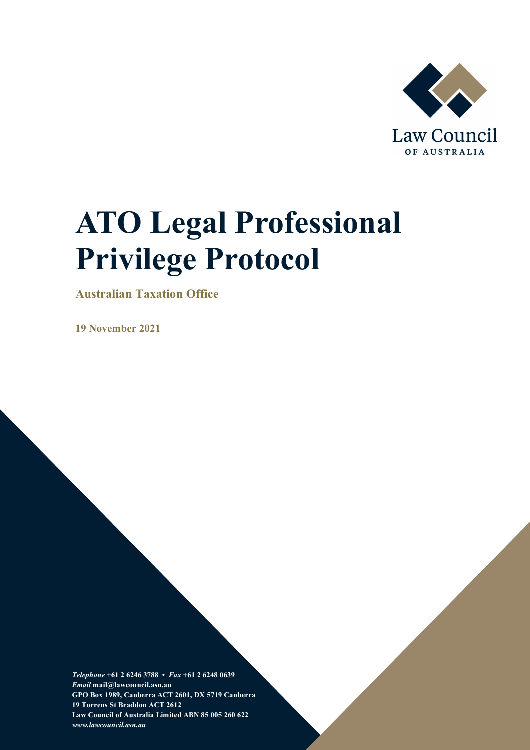Law Council
OF AUSTRALIA

# ATO Legal Professional Privilege Protocol

**Australian Taxation Office**

**19 November 2021**

***Telephone*** **+61 2 6246 3788 •** ***Fax*** **+61 2 6248 0639**
***Email*** **mail@lawcouncil.asn.au**
**GPO Box 1989, Canberra ACT 2601, DX 5719 Canberra**
**19 Torrens St Braddon ACT 2612**
**Law Council of Australia Limited ABN 85 005 260 622**
***www.lawcouncil.asn.au***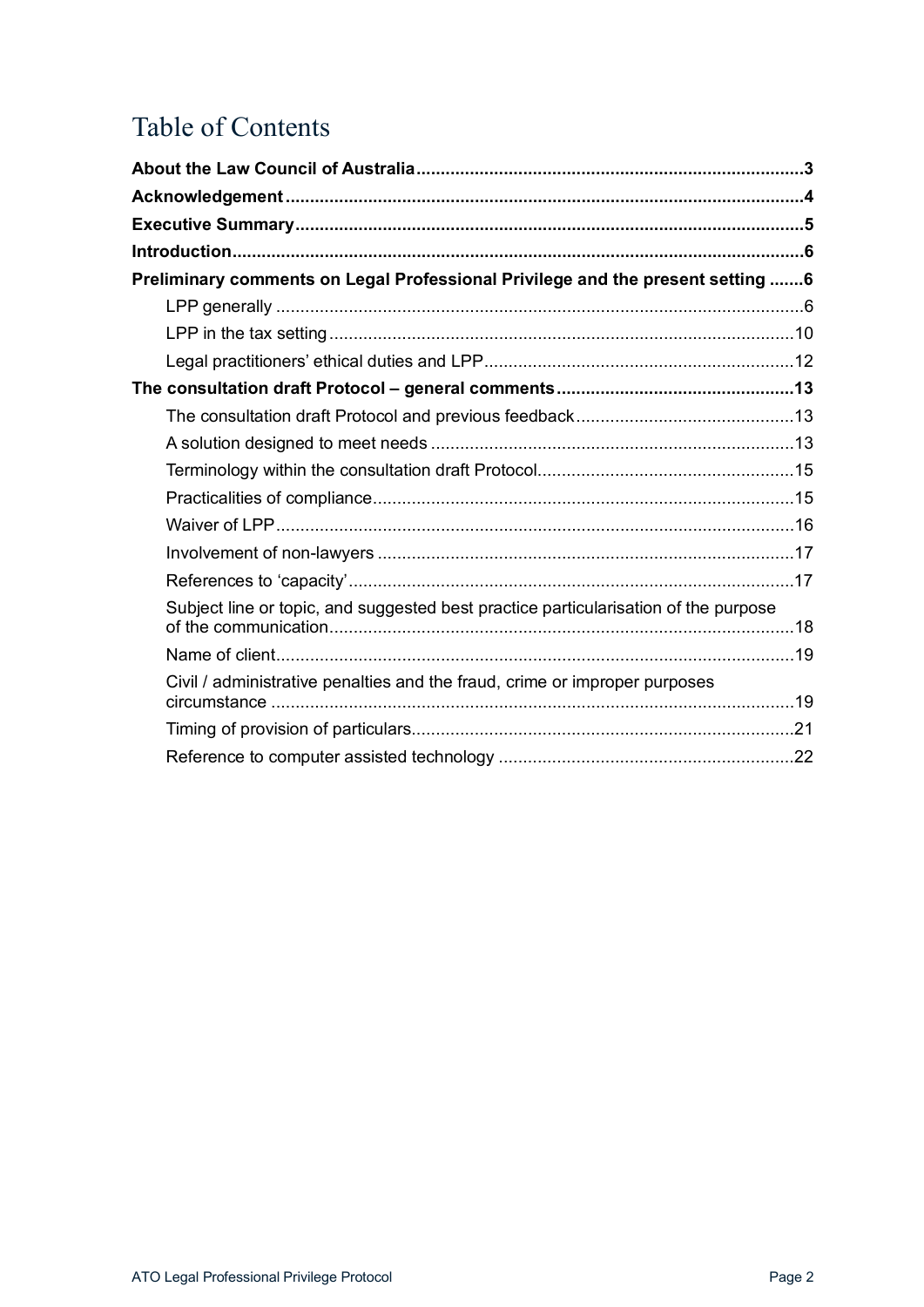# Table of Contents

**About the Law Council of Australia** ... **3**

**Acknowledgement** ... **4**

**Executive Summary** ... **5**

**Introduction** ... **6**

**Preliminary comments on Legal Professional Privilege and the present setting** ... **6**

- LPP generally ... 6
- LPP in the tax setting ... 10
- Legal practitioners' ethical duties and LPP ... 12

**The consultation draft Protocol – general comments** ... **13**

- The consultation draft Protocol and previous feedback ... 13
- A solution designed to meet needs ... 13
- Terminology within the consultation draft Protocol ... 15
- Practicalities of compliance ... 15
- Waiver of LPP ... 16
- Involvement of non-lawyers ... 17
- References to 'capacity' ... 17
- Subject line or topic, and suggested best practice particularisation of the purpose of the communication ... 18
- Name of client ... 19
- Civil / administrative penalties and the fraud, crime or improper purposes circumstance ... 19
- Timing of provision of particulars ... 21
- Reference to computer assisted technology ... 22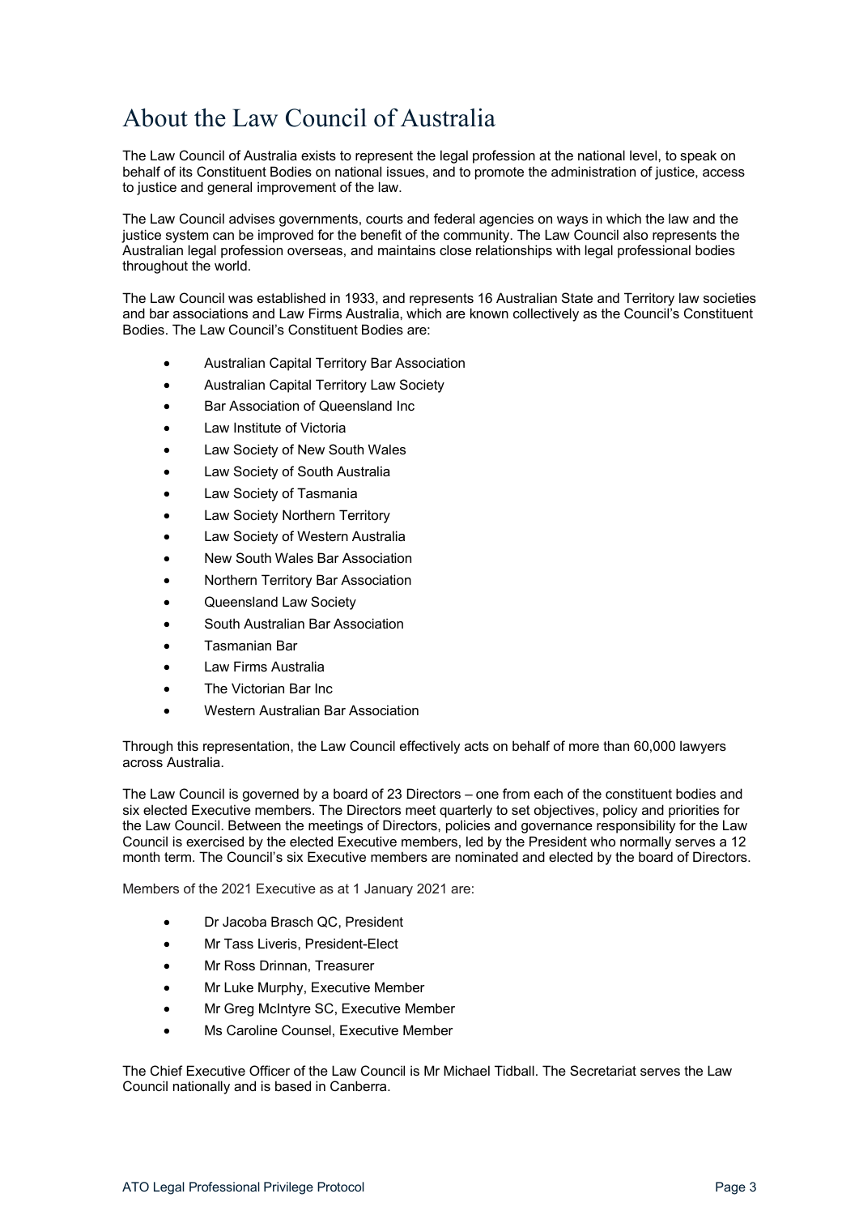# About the Law Council of Australia

The Law Council of Australia exists to represent the legal profession at the national level, to speak on behalf of its Constituent Bodies on national issues, and to promote the administration of justice, access to justice and general improvement of the law.

The Law Council advises governments, courts and federal agencies on ways in which the law and the justice system can be improved for the benefit of the community. The Law Council also represents the Australian legal profession overseas, and maintains close relationships with legal professional bodies throughout the world.

The Law Council was established in 1933, and represents 16 Australian State and Territory law societies and bar associations and Law Firms Australia, which are known collectively as the Council's Constituent Bodies. The Law Council's Constituent Bodies are:

- Australian Capital Territory Bar Association
- Australian Capital Territory Law Society
- Bar Association of Queensland Inc
- Law Institute of Victoria
- Law Society of New South Wales
- Law Society of South Australia
- Law Society of Tasmania
- Law Society Northern Territory
- Law Society of Western Australia
- New South Wales Bar Association
- Northern Territory Bar Association
- Queensland Law Society
- South Australian Bar Association
- Tasmanian Bar
- Law Firms Australia
- The Victorian Bar Inc
- Western Australian Bar Association

Through this representation, the Law Council effectively acts on behalf of more than 60,000 lawyers across Australia.

The Law Council is governed by a board of 23 Directors – one from each of the constituent bodies and six elected Executive members. The Directors meet quarterly to set objectives, policy and priorities for the Law Council. Between the meetings of Directors, policies and governance responsibility for the Law Council is exercised by the elected Executive members, led by the President who normally serves a 12 month term. The Council's six Executive members are nominated and elected by the board of Directors.

Members of the 2021 Executive as at 1 January 2021 are:

- Dr Jacoba Brasch QC, President
- Mr Tass Liveris, President-Elect
- Mr Ross Drinnan, Treasurer
- Mr Luke Murphy, Executive Member
- Mr Greg McIntyre SC, Executive Member
- Ms Caroline Counsel, Executive Member

The Chief Executive Officer of the Law Council is Mr Michael Tidball. The Secretariat serves the Law Council nationally and is based in Canberra.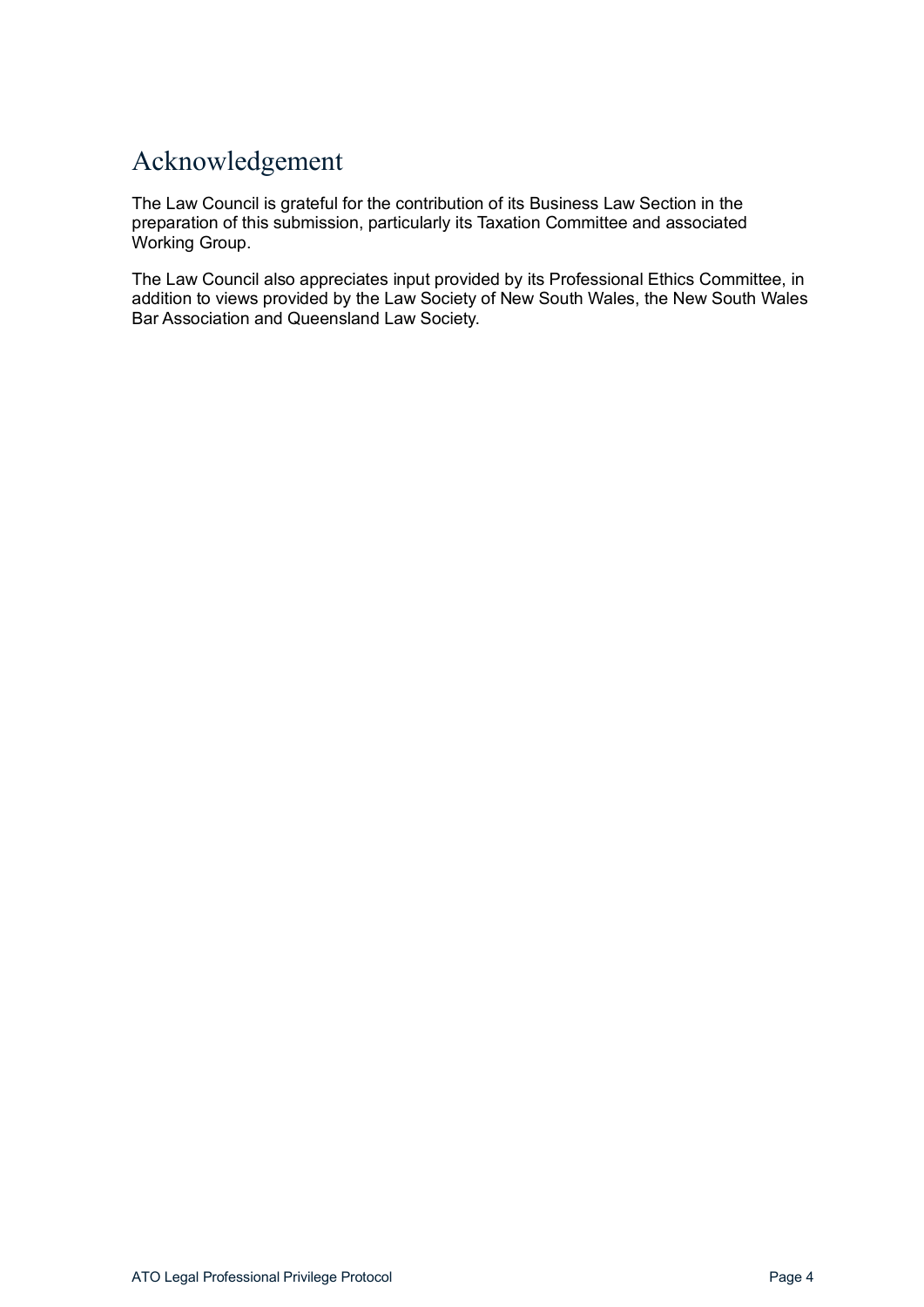# Acknowledgement

The Law Council is grateful for the contribution of its Business Law Section in the preparation of this submission, particularly its Taxation Committee and associated Working Group.

The Law Council also appreciates input provided by its Professional Ethics Committee, in addition to views provided by the Law Society of New South Wales, the New South Wales Bar Association and Queensland Law Society.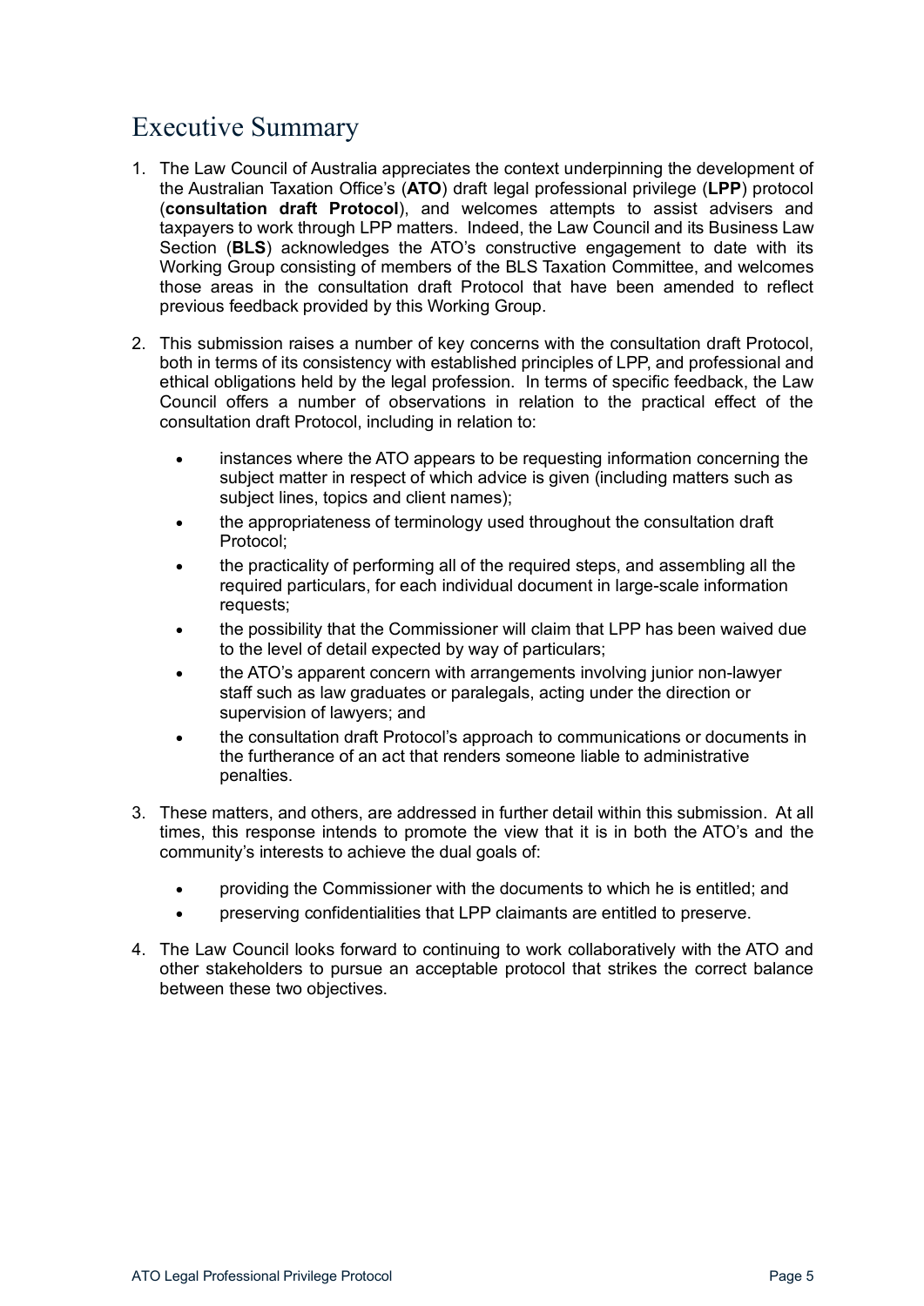# Executive Summary

1. The Law Council of Australia appreciates the context underpinning the development of the Australian Taxation Office's (**ATO**) draft legal professional privilege (**LPP**) protocol (**consultation draft Protocol**), and welcomes attempts to assist advisers and taxpayers to work through LPP matters. Indeed, the Law Council and its Business Law Section (**BLS**) acknowledges the ATO's constructive engagement to date with its Working Group consisting of members of the BLS Taxation Committee, and welcomes those areas in the consultation draft Protocol that have been amended to reflect previous feedback provided by this Working Group.

2. This submission raises a number of key concerns with the consultation draft Protocol, both in terms of its consistency with established principles of LPP, and professional and ethical obligations held by the legal profession. In terms of specific feedback, the Law Council offers a number of observations in relation to the practical effect of the consultation draft Protocol, including in relation to:

   - instances where the ATO appears to be requesting information concerning the subject matter in respect of which advice is given (including matters such as subject lines, topics and client names);
   - the appropriateness of terminology used throughout the consultation draft Protocol;
   - the practicality of performing all of the required steps, and assembling all the required particulars, for each individual document in large-scale information requests;
   - the possibility that the Commissioner will claim that LPP has been waived due to the level of detail expected by way of particulars;
   - the ATO's apparent concern with arrangements involving junior non-lawyer staff such as law graduates or paralegals, acting under the direction or supervision of lawyers; and
   - the consultation draft Protocol's approach to communications or documents in the furtherance of an act that renders someone liable to administrative penalties.

3. These matters, and others, are addressed in further detail within this submission. At all times, this response intends to promote the view that it is in both the ATO's and the community's interests to achieve the dual goals of:

   - providing the Commissioner with the documents to which he is entitled; and
   - preserving confidentialities that LPP claimants are entitled to preserve.

4. The Law Council looks forward to continuing to work collaboratively with the ATO and other stakeholders to pursue an acceptable protocol that strikes the correct balance between these two objectives.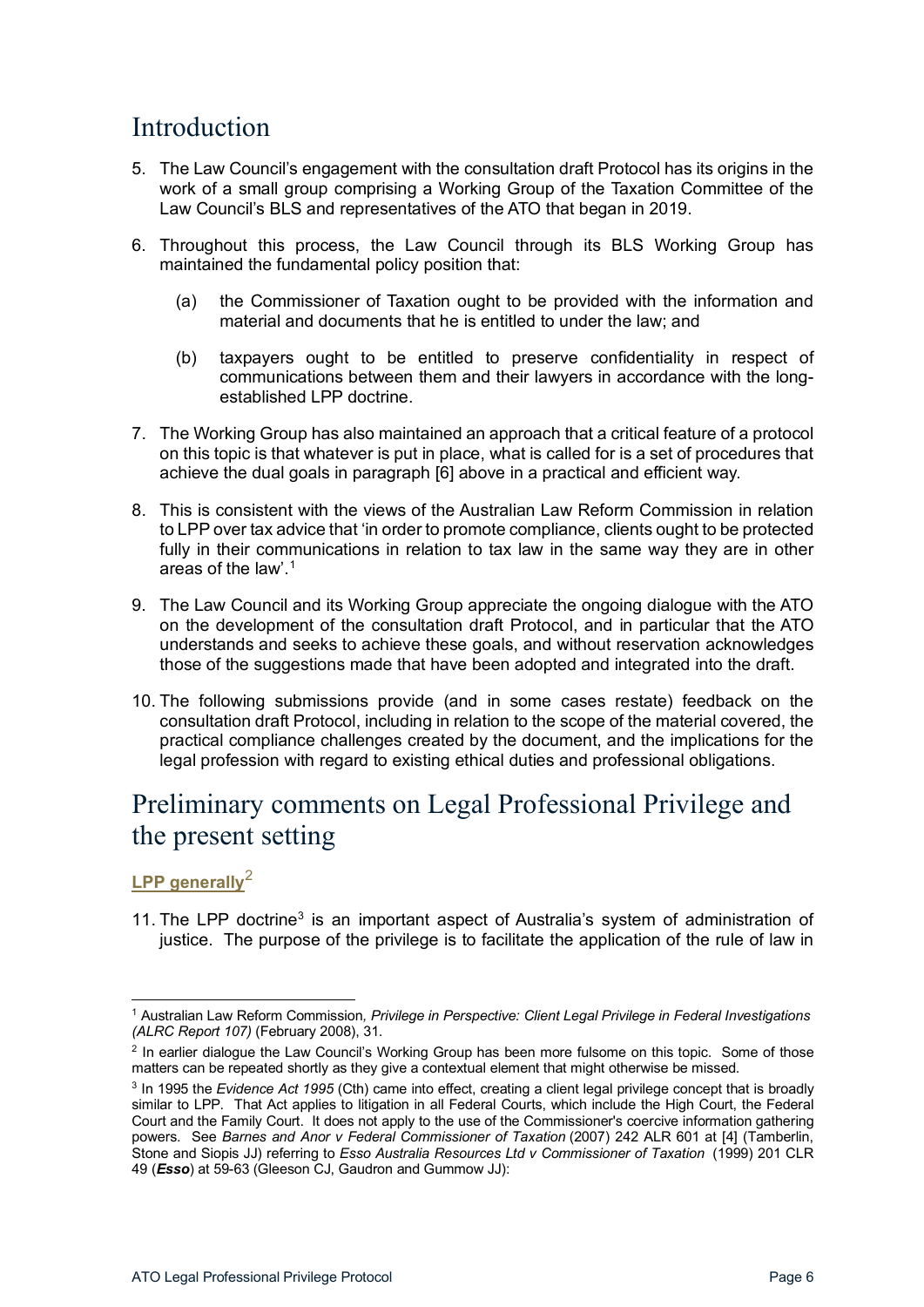## Introduction

5. The Law Council's engagement with the consultation draft Protocol has its origins in the work of a small group comprising a Working Group of the Taxation Committee of the Law Council's BLS and representatives of the ATO that began in 2019.

6. Throughout this process, the Law Council through its BLS Working Group has maintained the fundamental policy position that:

   (a) the Commissioner of Taxation ought to be provided with the information and material and documents that he is entitled to under the law; and

   (b) taxpayers ought to be entitled to preserve confidentiality in respect of communications between them and their lawyers in accordance with the long-established LPP doctrine.

7. The Working Group has also maintained an approach that a critical feature of a protocol on this topic is that whatever is put in place, what is called for is a set of procedures that achieve the dual goals in paragraph [6] above in a practical and efficient way.

8. This is consistent with the views of the Australian Law Reform Commission in relation to LPP over tax advice that 'in order to promote compliance, clients ought to be protected fully in their communications in relation to tax law in the same way they are in other areas of the law'.[1]

9. The Law Council and its Working Group appreciate the ongoing dialogue with the ATO on the development of the consultation draft Protocol, and in particular that the ATO understands and seeks to achieve these goals, and without reservation acknowledges those of the suggestions made that have been adopted and integrated into the draft.

10. The following submissions provide (and in some cases restate) feedback on the consultation draft Protocol, including in relation to the scope of the material covered, the practical compliance challenges created by the document, and the implications for the legal profession with regard to existing ethical duties and professional obligations.

## Preliminary comments on Legal Professional Privilege and the present setting

### LPP generally[2]

11. The LPP doctrine[3] is an important aspect of Australia's system of administration of justice. The purpose of the privilege is to facilitate the application of the rule of law in

---

[1] Australian Law Reform Commission, *Privilege in Perspective: Client Legal Privilege in Federal Investigations (ALRC Report 107)* (February 2008), 31.

[2] In earlier dialogue the Law Council's Working Group has been more fulsome on this topic. Some of those matters can be repeated shortly as they give a contextual element that might otherwise be missed.

[3] In 1995 the *Evidence Act 1995* (Cth) came into effect, creating a client legal privilege concept that is broadly similar to LPP. That Act applies to litigation in all Federal Courts, which include the High Court, the Federal Court and the Family Court. It does not apply to the use of the Commissioner's coercive information gathering powers. See *Barnes and Anor v Federal Commissioner of Taxation* (2007) 242 ALR 601 at [4] (Tamberlin, Stone and Siopis JJ) referring to *Esso Australia Resources Ltd v Commissioner of Taxation* (1999) 201 CLR 49 (***Esso***) at 59-63 (Gleeson CJ, Gaudron and Gummow JJ):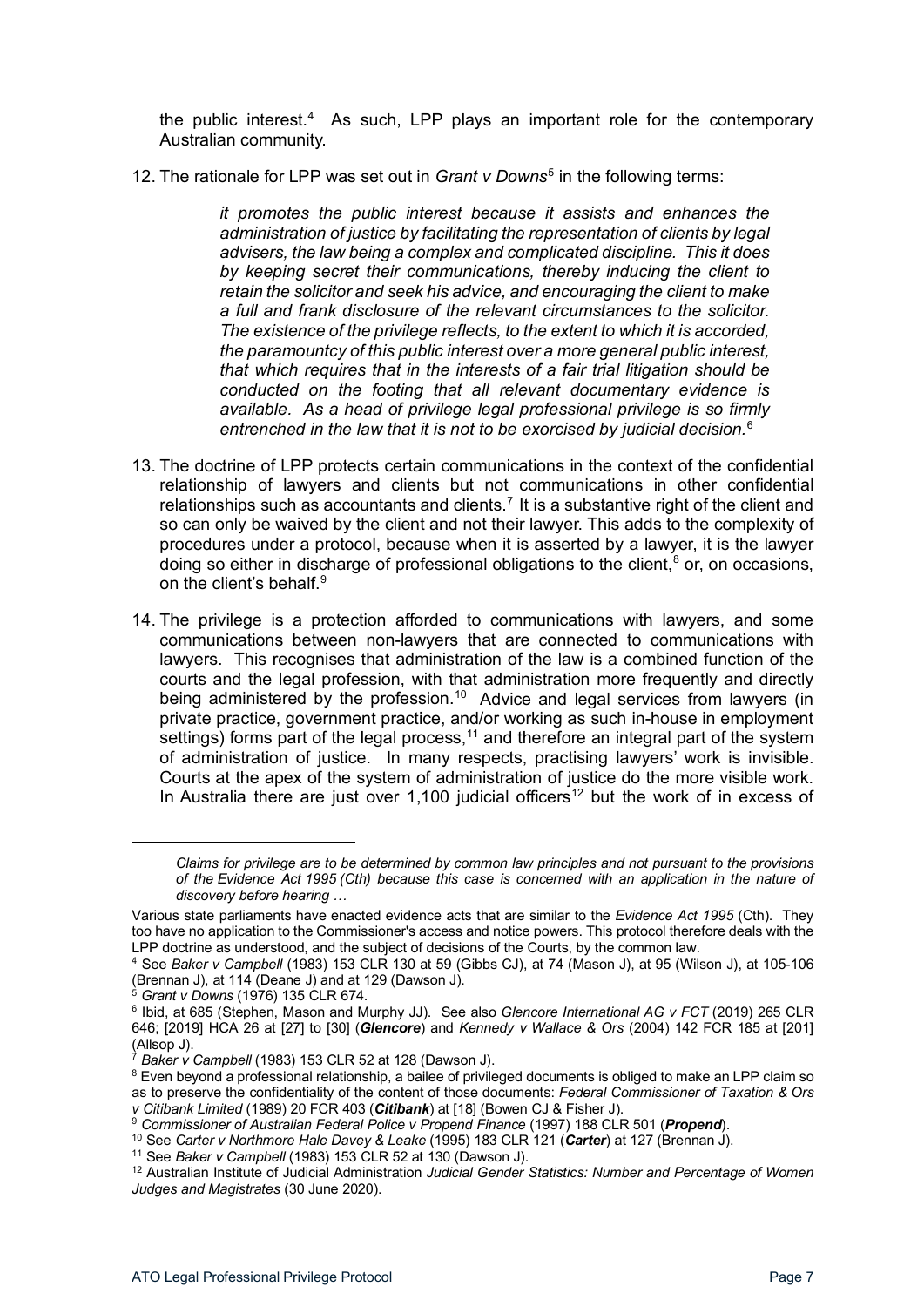the public interest.[4] As such, LPP plays an important role for the contemporary Australian community.

12. The rationale for LPP was set out in *Grant v Downs*[5] in the following terms:

> *it promotes the public interest because it assists and enhances the administration of justice by facilitating the representation of clients by legal advisers, the law being a complex and complicated discipline. This it does by keeping secret their communications, thereby inducing the client to retain the solicitor and seek his advice, and encouraging the client to make a full and frank disclosure of the relevant circumstances to the solicitor. The existence of the privilege reflects, to the extent to which it is accorded, the paramountcy of this public interest over a more general public interest, that which requires that in the interests of a fair trial litigation should be conducted on the footing that all relevant documentary evidence is available. As a head of privilege legal professional privilege is so firmly entrenched in the law that it is not to be exorcised by judicial decision.*[6]

13. The doctrine of LPP protects certain communications in the context of the confidential relationship of lawyers and clients but not communications in other confidential relationships such as accountants and clients.[7] It is a substantive right of the client and so can only be waived by the client and not their lawyer. This adds to the complexity of procedures under a protocol, because when it is asserted by a lawyer, it is the lawyer doing so either in discharge of professional obligations to the client,[8] or, on occasions, on the client's behalf.[9]

14. The privilege is a protection afforded to communications with lawyers, and some communications between non-lawyers that are connected to communications with lawyers. This recognises that administration of the law is a combined function of the courts and the legal profession, with that administration more frequently and directly being administered by the profession.[10] Advice and legal services from lawyers (in private practice, government practice, and/or working as such in-house in employment settings) forms part of the legal process,[11] and therefore an integral part of the system of administration of justice. In many respects, practising lawyers' work is invisible. Courts at the apex of the system of administration of justice do the more visible work. In Australia there are just over 1,100 judicial officers[12] but the work of in excess of

---

> *Claims for privilege are to be determined by common law principles and not pursuant to the provisions of the Evidence Act 1995 (Cth) because this case is concerned with an application in the nature of discovery before hearing …*

Various state parliaments have enacted evidence acts that are similar to the *Evidence Act 1995* (Cth). They too have no application to the Commissioner's access and notice powers. This protocol therefore deals with the LPP doctrine as understood, and the subject of decisions of the Courts, by the common law.

[4] See *Baker v Campbell* (1983) 153 CLR 130 at 59 (Gibbs CJ), at 74 (Mason J), at 95 (Wilson J), at 105-106 (Brennan J), at 114 (Deane J) and at 129 (Dawson J).

[5] *Grant v Downs* (1976) 135 CLR 674.

[6] Ibid, at 685 (Stephen, Mason and Murphy JJ). See also *Glencore International AG v FCT* (2019) 265 CLR 646; [2019] HCA 26 at [27] to [30] (***Glencore***) and *Kennedy v Wallace & Ors* (2004) 142 FCR 185 at [201] (Allsop J).

[7] *Baker v Campbell* (1983) 153 CLR 52 at 128 (Dawson J).

[8] Even beyond a professional relationship, a bailee of privileged documents is obliged to make an LPP claim so as to preserve the confidentiality of the content of those documents: *Federal Commissioner of Taxation & Ors v Citibank Limited* (1989) 20 FCR 403 (***Citibank***) at [18] (Bowen CJ & Fisher J).

[9] *Commissioner of Australian Federal Police v Propend Finance* (1997) 188 CLR 501 (***Propend***).

[10] See *Carter v Northmore Hale Davey & Leake* (1995) 183 CLR 121 (***Carter***) at 127 (Brennan J).

[11] See *Baker v Campbell* (1983) 153 CLR 52 at 130 (Dawson J).

[12] Australian Institute of Judicial Administration *Judicial Gender Statistics: Number and Percentage of Women Judges and Magistrates* (30 June 2020).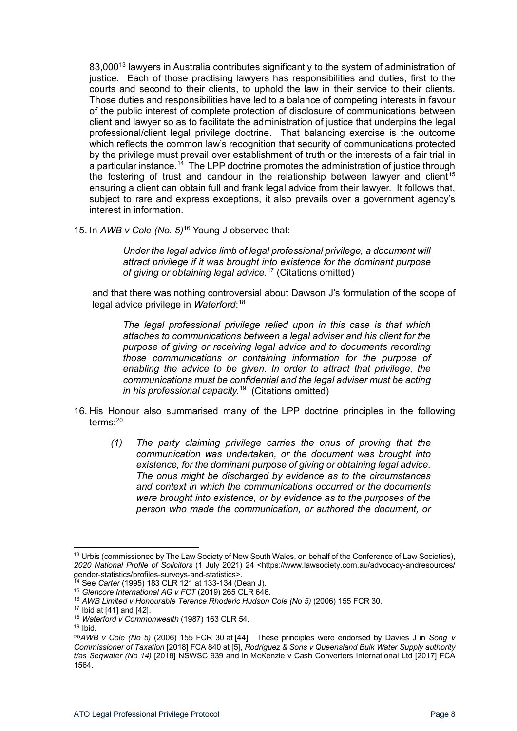83,000[13] lawyers in Australia contributes significantly to the system of administration of justice. Each of those practising lawyers has responsibilities and duties, first to the courts and second to their clients, to uphold the law in their service to their clients. Those duties and responsibilities have led to a balance of competing interests in favour of the public interest of complete protection of disclosure of communications between client and lawyer so as to facilitate the administration of justice that underpins the legal professional/client legal privilege doctrine. That balancing exercise is the outcome which reflects the common law's recognition that security of communications protected by the privilege must prevail over establishment of truth or the interests of a fair trial in a particular instance.[14] The LPP doctrine promotes the administration of justice through the fostering of trust and candour in the relationship between lawyer and client[15] ensuring a client can obtain full and frank legal advice from their lawyer. It follows that, subject to rare and express exceptions, it also prevails over a government agency's interest in information.

15. In *AWB v Cole (No. 5)*[16] Young J observed that:

> *Under the legal advice limb of legal professional privilege, a document will attract privilege if it was brought into existence for the dominant purpose of giving or obtaining legal advice.*[17] (Citations omitted)

and that there was nothing controversial about Dawson J's formulation of the scope of legal advice privilege in *Waterford*:[18]

> *The legal professional privilege relied upon in this case is that which attaches to communications between a legal adviser and his client for the purpose of giving or receiving legal advice and to documents recording those communications or containing information for the purpose of enabling the advice to be given. In order to attract that privilege, the communications must be confidential and the legal adviser must be acting in his professional capacity.*[19] (Citations omitted)

16. His Honour also summarised many of the LPP doctrine principles in the following terms:[20]

> *(1) The party claiming privilege carries the onus of proving that the communication was undertaken, or the document was brought into existence, for the dominant purpose of giving or obtaining legal advice. The onus might be discharged by evidence as to the circumstances and context in which the communications occurred or the documents were brought into existence, or by evidence as to the purposes of the person who made the communication, or authored the document, or*

---

[13] Urbis (commissioned by The Law Society of New South Wales, on behalf of the Conference of Law Societies), *2020 National Profile of Solicitors* (1 July 2021) 24 <https://www.lawsociety.com.au/advocacy-andresources/gender-statistics/profiles-surveys-and-statistics>.

[14] See *Carter* (1995) 183 CLR 121 at 133-134 (Dean J).

[15] *Glencore International AG v FCT* (2019) 265 CLR 646.

[16] *AWB Limited v Honourable Terence Rhoderic Hudson Cole (No 5)* (2006) 155 FCR 30.

[17] Ibid at [41] and [42].

[18] *Waterford v Commonwealth* (1987) 163 CLR 54.

[19] Ibid.

[20] *AWB v Cole (No 5)* (2006) 155 FCR 30 at [44]. These principles were endorsed by Davies J in *Song v Commissioner of Taxation* [2018] FCA 840 at [5], *Rodriguez & Sons v Queensland Bulk Water Supply authority t/as Seqwater (No 14)* [2018] NSWSC 939 and in McKenzie v Cash Converters International Ltd [2017] FCA 1564.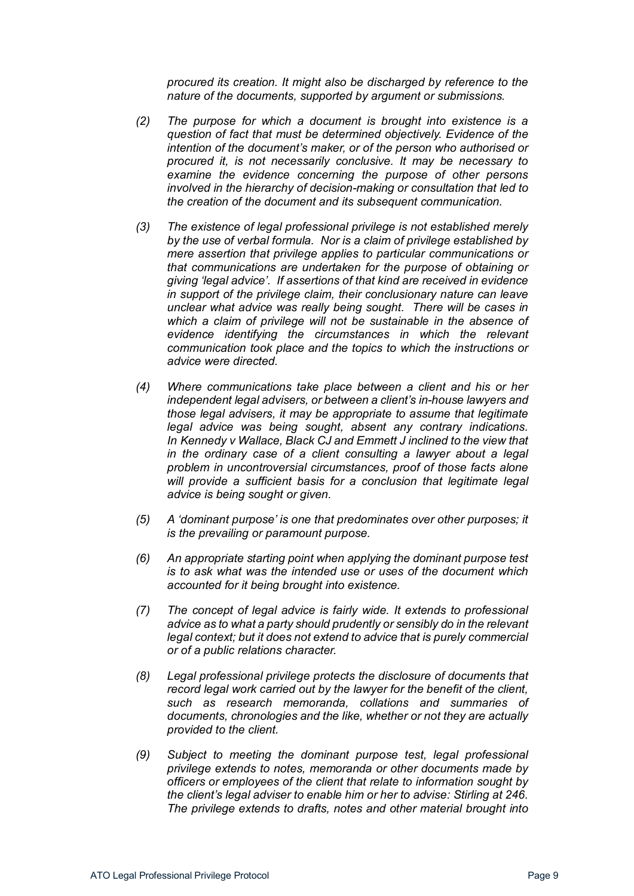*procured its creation. It might also be discharged by reference to the nature of the documents, supported by argument or submissions.*

*(2) The purpose for which a document is brought into existence is a question of fact that must be determined objectively. Evidence of the intention of the document's maker, or of the person who authorised or procured it, is not necessarily conclusive. It may be necessary to examine the evidence concerning the purpose of other persons involved in the hierarchy of decision-making or consultation that led to the creation of the document and its subsequent communication.*

*(3) The existence of legal professional privilege is not established merely by the use of verbal formula. Nor is a claim of privilege established by mere assertion that privilege applies to particular communications or that communications are undertaken for the purpose of obtaining or giving 'legal advice'. If assertions of that kind are received in evidence in support of the privilege claim, their conclusionary nature can leave unclear what advice was really being sought. There will be cases in which a claim of privilege will not be sustainable in the absence of evidence identifying the circumstances in which the relevant communication took place and the topics to which the instructions or advice were directed.*

*(4) Where communications take place between a client and his or her independent legal advisers, or between a client's in-house lawyers and those legal advisers, it may be appropriate to assume that legitimate legal advice was being sought, absent any contrary indications. In Kennedy v Wallace, Black CJ and Emmett J inclined to the view that in the ordinary case of a client consulting a lawyer about a legal problem in uncontroversial circumstances, proof of those facts alone will provide a sufficient basis for a conclusion that legitimate legal advice is being sought or given.*

*(5) A 'dominant purpose' is one that predominates over other purposes; it is the prevailing or paramount purpose.*

*(6) An appropriate starting point when applying the dominant purpose test is to ask what was the intended use or uses of the document which accounted for it being brought into existence.*

*(7) The concept of legal advice is fairly wide. It extends to professional advice as to what a party should prudently or sensibly do in the relevant legal context; but it does not extend to advice that is purely commercial or of a public relations character.*

*(8) Legal professional privilege protects the disclosure of documents that record legal work carried out by the lawyer for the benefit of the client, such as research memoranda, collations and summaries of documents, chronologies and the like, whether or not they are actually provided to the client.*

*(9) Subject to meeting the dominant purpose test, legal professional privilege extends to notes, memoranda or other documents made by officers or employees of the client that relate to information sought by the client's legal adviser to enable him or her to advise: Stirling at 246. The privilege extends to drafts, notes and other material brought into*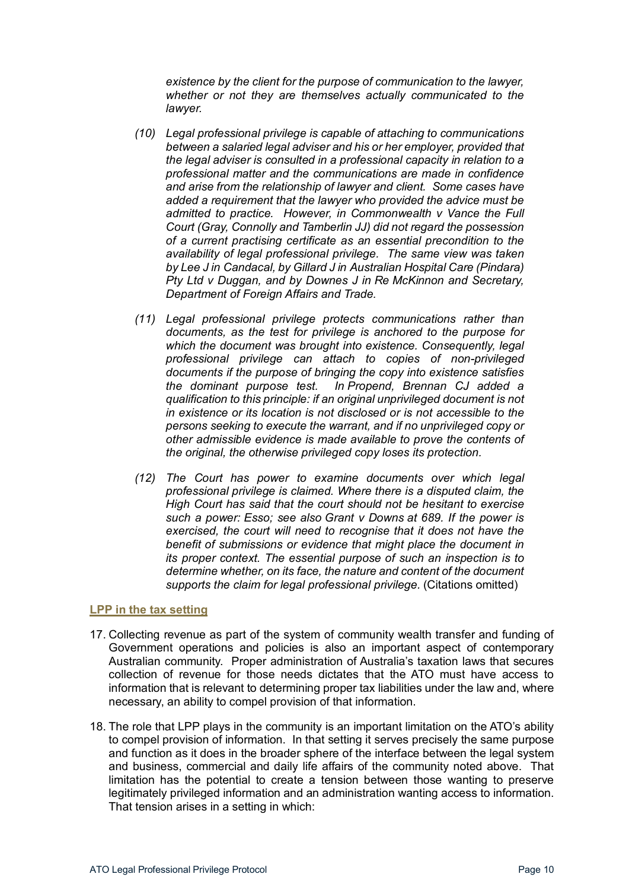> *existence by the client for the purpose of communication to the lawyer, whether or not they are themselves actually communicated to the lawyer.*
>
> *(10) Legal professional privilege is capable of attaching to communications between a salaried legal adviser and his or her employer, provided that the legal adviser is consulted in a professional capacity in relation to a professional matter and the communications are made in confidence and arise from the relationship of lawyer and client. Some cases have added a requirement that the lawyer who provided the advice must be admitted to practice. However, in Commonwealth v Vance the Full Court (Gray, Connolly and Tamberlin JJ) did not regard the possession of a current practising certificate as an essential precondition to the availability of legal professional privilege. The same view was taken by Lee J in Candacal, by Gillard J in Australian Hospital Care (Pindara) Pty Ltd v Duggan, and by Downes J in Re McKinnon and Secretary, Department of Foreign Affairs and Trade.*
>
> *(11) Legal professional privilege protects communications rather than documents, as the test for privilege is anchored to the purpose for which the document was brought into existence. Consequently, legal professional privilege can attach to copies of non-privileged documents if the purpose of bringing the copy into existence satisfies the dominant purpose test. In Propend, Brennan CJ added a qualification to this principle: if an original unprivileged document is not in existence or its location is not disclosed or is not accessible to the persons seeking to execute the warrant, and if no unprivileged copy or other admissible evidence is made available to prove the contents of the original, the otherwise privileged copy loses its protection.*
>
> *(12) The Court has power to examine documents over which legal professional privilege is claimed. Where there is a disputed claim, the High Court has said that the court should not be hesitant to exercise such a power: Esso; see also Grant v Downs at 689. If the power is exercised, the court will need to recognise that it does not have the benefit of submissions or evidence that might place the document in its proper context. The essential purpose of such an inspection is to determine whether, on its face, the nature and content of the document supports the claim for legal professional privilege.* (Citations omitted)

## LPP in the tax setting

17. Collecting revenue as part of the system of community wealth transfer and funding of Government operations and policies is also an important aspect of contemporary Australian community. Proper administration of Australia's taxation laws that secures collection of revenue for those needs dictates that the ATO must have access to information that is relevant to determining proper tax liabilities under the law and, where necessary, an ability to compel provision of that information.

18. The role that LPP plays in the community is an important limitation on the ATO's ability to compel provision of information. In that setting it serves precisely the same purpose and function as it does in the broader sphere of the interface between the legal system and business, commercial and daily life affairs of the community noted above. That limitation has the potential to create a tension between those wanting to preserve legitimately privileged information and an administration wanting access to information. That tension arises in a setting in which: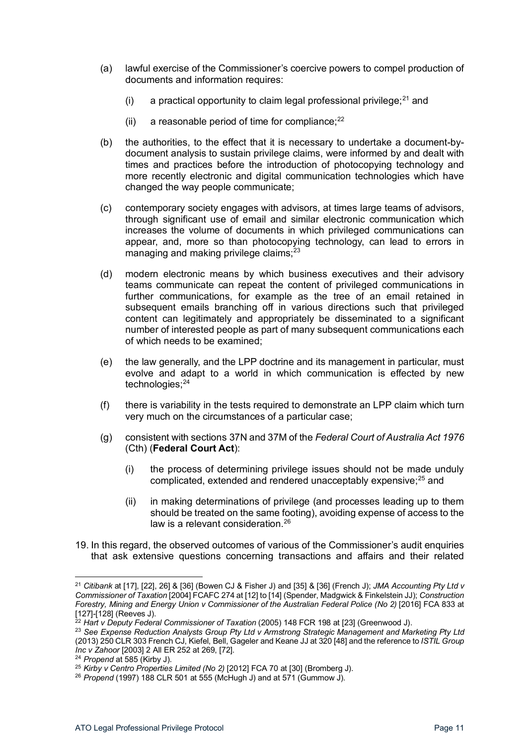(a) lawful exercise of the Commissioner's coercive powers to compel production of documents and information requires:

  (i) a practical opportunity to claim legal professional privilege;[21] and

  (ii) a reasonable period of time for compliance;[22]

(b) the authorities, to the effect that it is necessary to undertake a document-by-document analysis to sustain privilege claims, were informed by and dealt with times and practices before the introduction of photocopying technology and more recently electronic and digital communication technologies which have changed the way people communicate;

(c) contemporary society engages with advisors, at times large teams of advisors, through significant use of email and similar electronic communication which increases the volume of documents in which privileged communications can appear, and, more so than photocopying technology, can lead to errors in managing and making privilege claims;[23]

(d) modern electronic means by which business executives and their advisory teams communicate can repeat the content of privileged communications in further communications, for example as the tree of an email retained in subsequent emails branching off in various directions such that privileged content can legitimately and appropriately be disseminated to a significant number of interested people as part of many subsequent communications each of which needs to be examined;

(e) the law generally, and the LPP doctrine and its management in particular, must evolve and adapt to a world in which communication is effected by new technologies;[24]

(f) there is variability in the tests required to demonstrate an LPP claim which turn very much on the circumstances of a particular case;

(g) consistent with sections 37N and 37M of the *Federal Court of Australia Act 1976* (Cth) (**Federal Court Act**):

  (i) the process of determining privilege issues should not be made unduly complicated, extended and rendered unacceptably expensive;[25] and

  (ii) in making determinations of privilege (and processes leading up to them should be treated on the same footing), avoiding expense of access to the law is a relevant consideration.[26]

19. In this regard, the observed outcomes of various of the Commissioner's audit enquiries that ask extensive questions concerning transactions and affairs and their related

---

[21] *Citibank* at [17], [22], 26] & [36] (Bowen CJ & Fisher J) and [35] & [36] (French J); *JMA Accounting Pty Ltd v Commissioner of Taxation* [2004] FCAFC 274 at [12] to [14] (Spender, Madgwick & Finkelstein JJ); *Construction Forestry, Mining and Energy Union v Commissioner of the Australian Federal Police (No 2)* [2016] FCA 833 at [127]-[128] (Reeves J).

[22] *Hart v Deputy Federal Commissioner of Taxation* (2005) 148 FCR 198 at [23] (Greenwood J).

[23] *See Expense Reduction Analysts Group Pty Ltd v Armstrong Strategic Management and Marketing Pty Ltd* (2013) 250 CLR 303 French CJ, Kiefel, Bell, Gageler and Keane JJ at 320 [48] and the reference to *ISTIL Group Inc v Zahoor* [2003] 2 All ER 252 at 269, [72].

[24] *Propend* at 585 (Kirby J).

[25] *Kirby v Centro Properties Limited (No 2)* [2012] FCA 70 at [30] (Bromberg J).

[26] *Propend* (1997) 188 CLR 501 at 555 (McHugh J) and at 571 (Gummow J).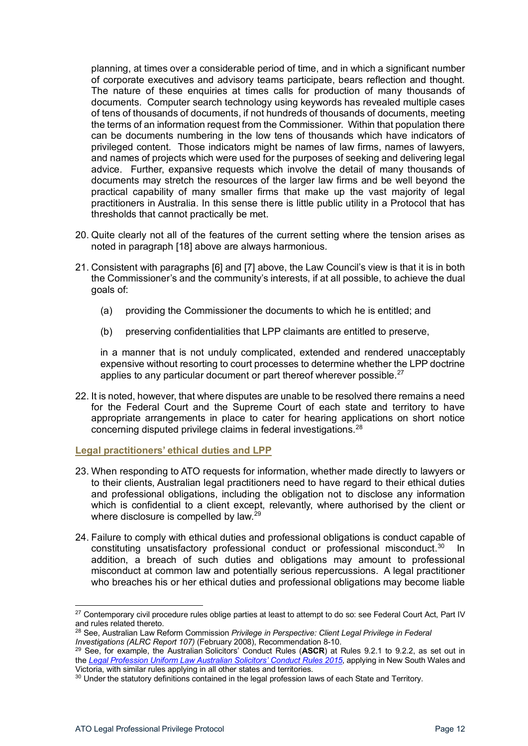planning, at times over a considerable period of time, and in which a significant number of corporate executives and advisory teams participate, bears reflection and thought. The nature of these enquiries at times calls for production of many thousands of documents. Computer search technology using keywords has revealed multiple cases of tens of thousands of documents, if not hundreds of thousands of documents, meeting the terms of an information request from the Commissioner. Within that population there can be documents numbering in the low tens of thousands which have indicators of privileged content. Those indicators might be names of law firms, names of lawyers, and names of projects which were used for the purposes of seeking and delivering legal advice. Further, expansive requests which involve the detail of many thousands of documents may stretch the resources of the larger law firms and be well beyond the practical capability of many smaller firms that make up the vast majority of legal practitioners in Australia. In this sense there is little public utility in a Protocol that has thresholds that cannot practically be met.

20. Quite clearly not all of the features of the current setting where the tension arises as noted in paragraph [18] above are always harmonious.

21. Consistent with paragraphs [6] and [7] above, the Law Council's view is that it is in both the Commissioner's and the community's interests, if at all possible, to achieve the dual goals of:

    (a) providing the Commissioner the documents to which he is entitled; and

    (b) preserving confidentialities that LPP claimants are entitled to preserve,

    in a manner that is not unduly complicated, extended and rendered unacceptably expensive without resorting to court processes to determine whether the LPP doctrine applies to any particular document or part thereof wherever possible.[27]

22. It is noted, however, that where disputes are unable to be resolved there remains a need for the Federal Court and the Supreme Court of each state and territory to have appropriate arrangements in place to cater for hearing applications on short notice concerning disputed privilege claims in federal investigations.[28]

## Legal practitioners' ethical duties and LPP

23. When responding to ATO requests for information, whether made directly to lawyers or to their clients, Australian legal practitioners need to have regard to their ethical duties and professional obligations, including the obligation not to disclose any information which is confidential to a client except, relevantly, where authorised by the client or where disclosure is compelled by law.[29]

24. Failure to comply with ethical duties and professional obligations is conduct capable of constituting unsatisfactory professional conduct or professional misconduct.[30] In addition, a breach of such duties and obligations may amount to professional misconduct at common law and potentially serious repercussions. A legal practitioner who breaches his or her ethical duties and professional obligations may become liable

---

[27] Contemporary civil procedure rules oblige parties at least to attempt to do so: see Federal Court Act, Part IV and rules related thereto.

[28] See, Australian Law Reform Commission *Privilege in Perspective: Client Legal Privilege in Federal Investigations (ALRC Report 107)* (February 2008), Recommendation 8-10.

[29] See, for example, the Australian Solicitors' Conduct Rules (**ASCR**) at Rules 9.2.1 to 9.2.2, as set out in the *Legal Profession Uniform Law Australian Solicitors' Conduct Rules 2015*, applying in New South Wales and Victoria, with similar rules applying in all other states and territories.

[30] Under the statutory definitions contained in the legal profession laws of each State and Territory.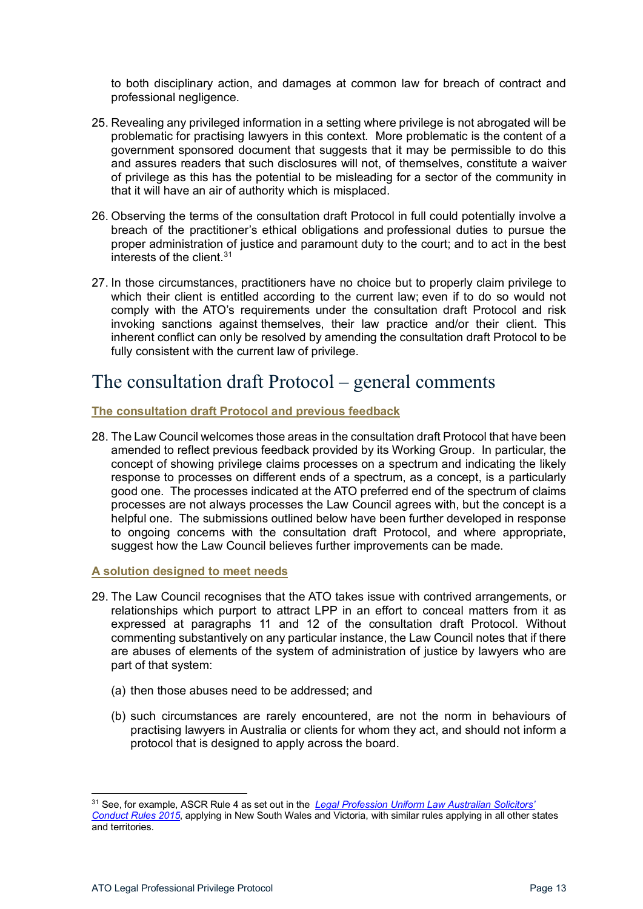to both disciplinary action, and damages at common law for breach of contract and professional negligence.

25. Revealing any privileged information in a setting where privilege is not abrogated will be problematic for practising lawyers in this context. More problematic is the content of a government sponsored document that suggests that it may be permissible to do this and assures readers that such disclosures will not, of themselves, constitute a waiver of privilege as this has the potential to be misleading for a sector of the community in that it will have an air of authority which is misplaced.

26. Observing the terms of the consultation draft Protocol in full could potentially involve a breach of the practitioner's ethical obligations and professional duties to pursue the proper administration of justice and paramount duty to the court; and to act in the best interests of the client.[31]

27. In those circumstances, practitioners have no choice but to properly claim privilege to which their client is entitled according to the current law; even if to do so would not comply with the ATO's requirements under the consultation draft Protocol and risk invoking sanctions against themselves, their law practice and/or their client. This inherent conflict can only be resolved by amending the consultation draft Protocol to be fully consistent with the current law of privilege.

# The consultation draft Protocol – general comments

## The consultation draft Protocol and previous feedback

28. The Law Council welcomes those areas in the consultation draft Protocol that have been amended to reflect previous feedback provided by its Working Group. In particular, the concept of showing privilege claims processes on a spectrum and indicating the likely response to processes on different ends of a spectrum, as a concept, is a particularly good one. The processes indicated at the ATO preferred end of the spectrum of claims processes are not always processes the Law Council agrees with, but the concept is a helpful one. The submissions outlined below have been further developed in response to ongoing concerns with the consultation draft Protocol, and where appropriate, suggest how the Law Council believes further improvements can be made.

## A solution designed to meet needs

29. The Law Council recognises that the ATO takes issue with contrived arrangements, or relationships which purport to attract LPP in an effort to conceal matters from it as expressed at paragraphs 11 and 12 of the consultation draft Protocol. Without commenting substantively on any particular instance, the Law Council notes that if there are abuses of elements of the system of administration of justice by lawyers who are part of that system:

   (a) then those abuses need to be addressed; and

   (b) such circumstances are rarely encountered, are not the norm in behaviours of practising lawyers in Australia or clients for whom they act, and should not inform a protocol that is designed to apply across the board.

---

[31] See, for example, ASCR Rule 4 as set out in the *Legal Profession Uniform Law Australian Solicitors' Conduct Rules 2015*, applying in New South Wales and Victoria, with similar rules applying in all other states and territories.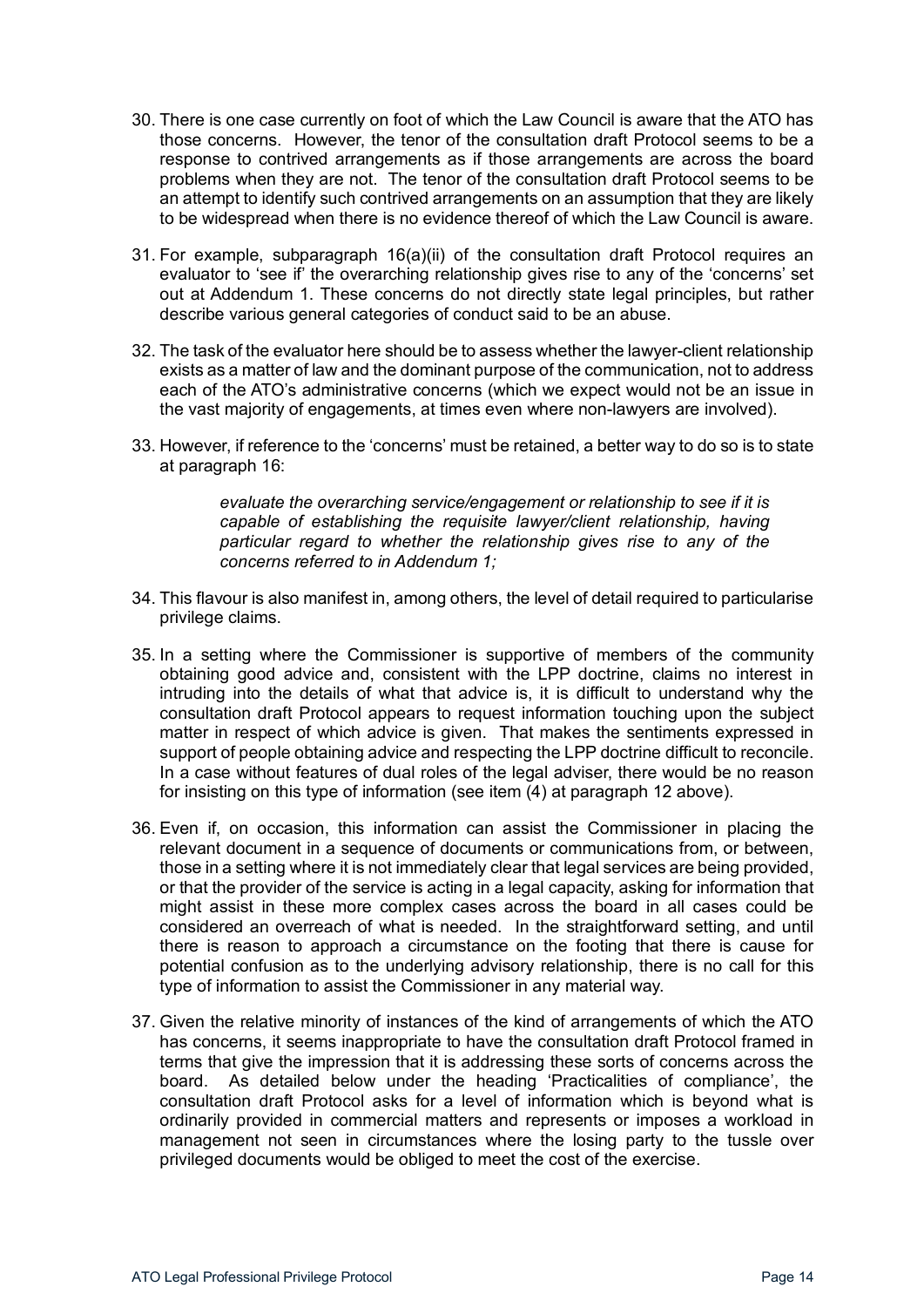30. There is one case currently on foot of which the Law Council is aware that the ATO has those concerns. However, the tenor of the consultation draft Protocol seems to be a response to contrived arrangements as if those arrangements are across the board problems when they are not. The tenor of the consultation draft Protocol seems to be an attempt to identify such contrived arrangements on an assumption that they are likely to be widespread when there is no evidence thereof of which the Law Council is aware.

31. For example, subparagraph 16(a)(ii) of the consultation draft Protocol requires an evaluator to 'see if' the overarching relationship gives rise to any of the 'concerns' set out at Addendum 1. These concerns do not directly state legal principles, but rather describe various general categories of conduct said to be an abuse.

32. The task of the evaluator here should be to assess whether the lawyer-client relationship exists as a matter of law and the dominant purpose of the communication, not to address each of the ATO's administrative concerns (which we expect would not be an issue in the vast majority of engagements, at times even where non-lawyers are involved).

33. However, if reference to the 'concerns' must be retained, a better way to do so is to state at paragraph 16:

    > *evaluate the overarching service/engagement or relationship to see if it is capable of establishing the requisite lawyer/client relationship, having particular regard to whether the relationship gives rise to any of the concerns referred to in Addendum 1;*

34. This flavour is also manifest in, among others, the level of detail required to particularise privilege claims.

35. In a setting where the Commissioner is supportive of members of the community obtaining good advice and, consistent with the LPP doctrine, claims no interest in intruding into the details of what that advice is, it is difficult to understand why the consultation draft Protocol appears to request information touching upon the subject matter in respect of which advice is given. That makes the sentiments expressed in support of people obtaining advice and respecting the LPP doctrine difficult to reconcile. In a case without features of dual roles of the legal adviser, there would be no reason for insisting on this type of information (see item (4) at paragraph 12 above).

36. Even if, on occasion, this information can assist the Commissioner in placing the relevant document in a sequence of documents or communications from, or between, those in a setting where it is not immediately clear that legal services are being provided, or that the provider of the service is acting in a legal capacity, asking for information that might assist in these more complex cases across the board in all cases could be considered an overreach of what is needed. In the straightforward setting, and until there is reason to approach a circumstance on the footing that there is cause for potential confusion as to the underlying advisory relationship, there is no call for this type of information to assist the Commissioner in any material way.

37. Given the relative minority of instances of the kind of arrangements of which the ATO has concerns, it seems inappropriate to have the consultation draft Protocol framed in terms that give the impression that it is addressing these sorts of concerns across the board. As detailed below under the heading 'Practicalities of compliance', the consultation draft Protocol asks for a level of information which is beyond what is ordinarily provided in commercial matters and represents or imposes a workload in management not seen in circumstances where the losing party to the tussle over privileged documents would be obliged to meet the cost of the exercise.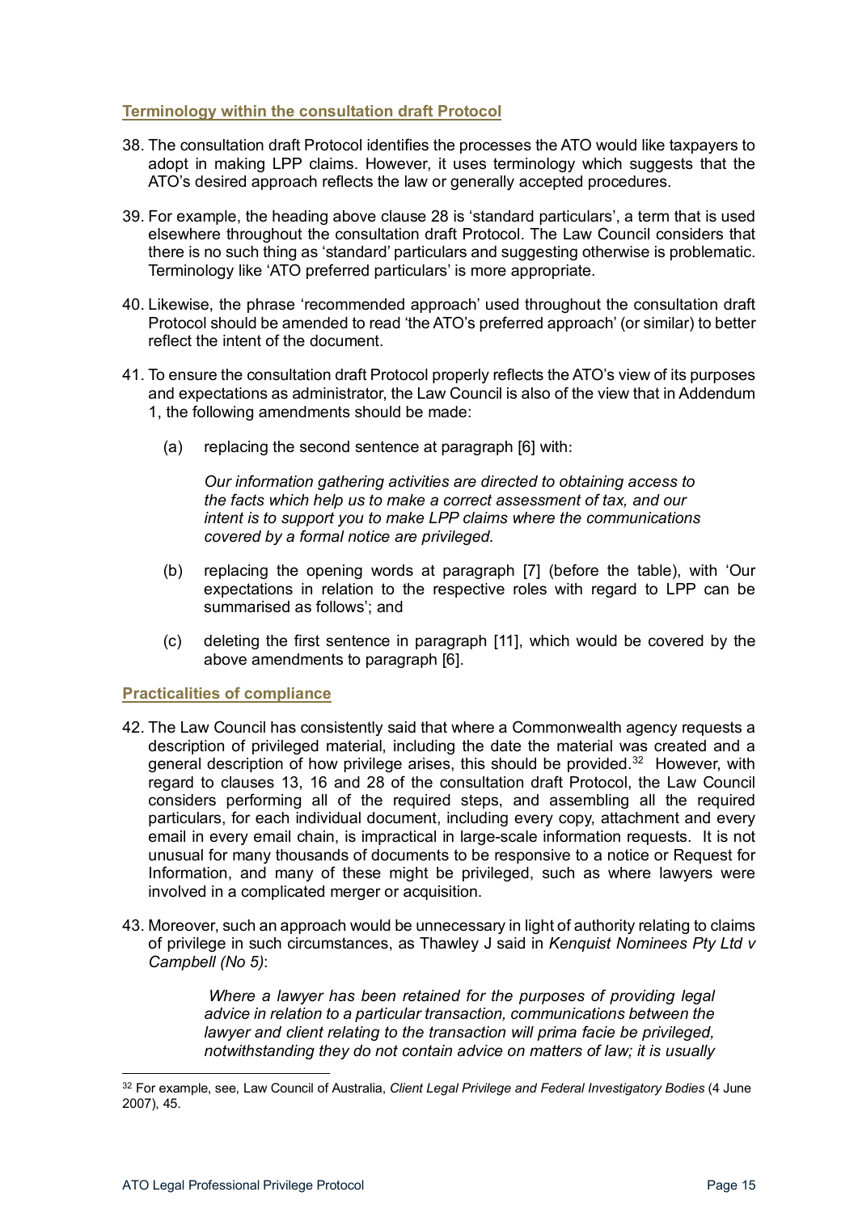### Terminology within the consultation draft Protocol

38. The consultation draft Protocol identifies the processes the ATO would like taxpayers to adopt in making LPP claims. However, it uses terminology which suggests that the ATO's desired approach reflects the law or generally accepted procedures.

39. For example, the heading above clause 28 is 'standard particulars', a term that is used elsewhere throughout the consultation draft Protocol. The Law Council considers that there is no such thing as 'standard' particulars and suggesting otherwise is problematic. Terminology like 'ATO preferred particulars' is more appropriate.

40. Likewise, the phrase 'recommended approach' used throughout the consultation draft Protocol should be amended to read 'the ATO's preferred approach' (or similar) to better reflect the intent of the document.

41. To ensure the consultation draft Protocol properly reflects the ATO's view of its purposes and expectations as administrator, the Law Council is also of the view that in Addendum 1, the following amendments should be made:

    (a) replacing the second sentence at paragraph [6] with:

    > *Our information gathering activities are directed to obtaining access to the facts which help us to make a correct assessment of tax, and our intent is to support you to make LPP claims where the communications covered by a formal notice are privileged.*

    (b) replacing the opening words at paragraph [7] (before the table), with 'Our expectations in relation to the respective roles with regard to LPP can be summarised as follows'; and

    (c) deleting the first sentence in paragraph [11], which would be covered by the above amendments to paragraph [6].

### Practicalities of compliance

42. The Law Council has consistently said that where a Commonwealth agency requests a description of privileged material, including the date the material was created and a general description of how privilege arises, this should be provided.[32] However, with regard to clauses 13, 16 and 28 of the consultation draft Protocol, the Law Council considers performing all of the required steps, and assembling all the required particulars, for each individual document, including every copy, attachment and every email in every email chain, is impractical in large-scale information requests. It is not unusual for many thousands of documents to be responsive to a notice or Request for Information, and many of these might be privileged, such as where lawyers were involved in a complicated merger or acquisition.

43. Moreover, such an approach would be unnecessary in light of authority relating to claims of privilege in such circumstances, as Thawley J said in *Kenquist Nominees Pty Ltd v Campbell (No 5)*:

    > *Where a lawyer has been retained for the purposes of providing legal advice in relation to a particular transaction, communications between the lawyer and client relating to the transaction will prima facie be privileged, notwithstanding they do not contain advice on matters of law; it is usually*

---

[32] For example, see, Law Council of Australia, *Client Legal Privilege and Federal Investigatory Bodies* (4 June 2007), 45.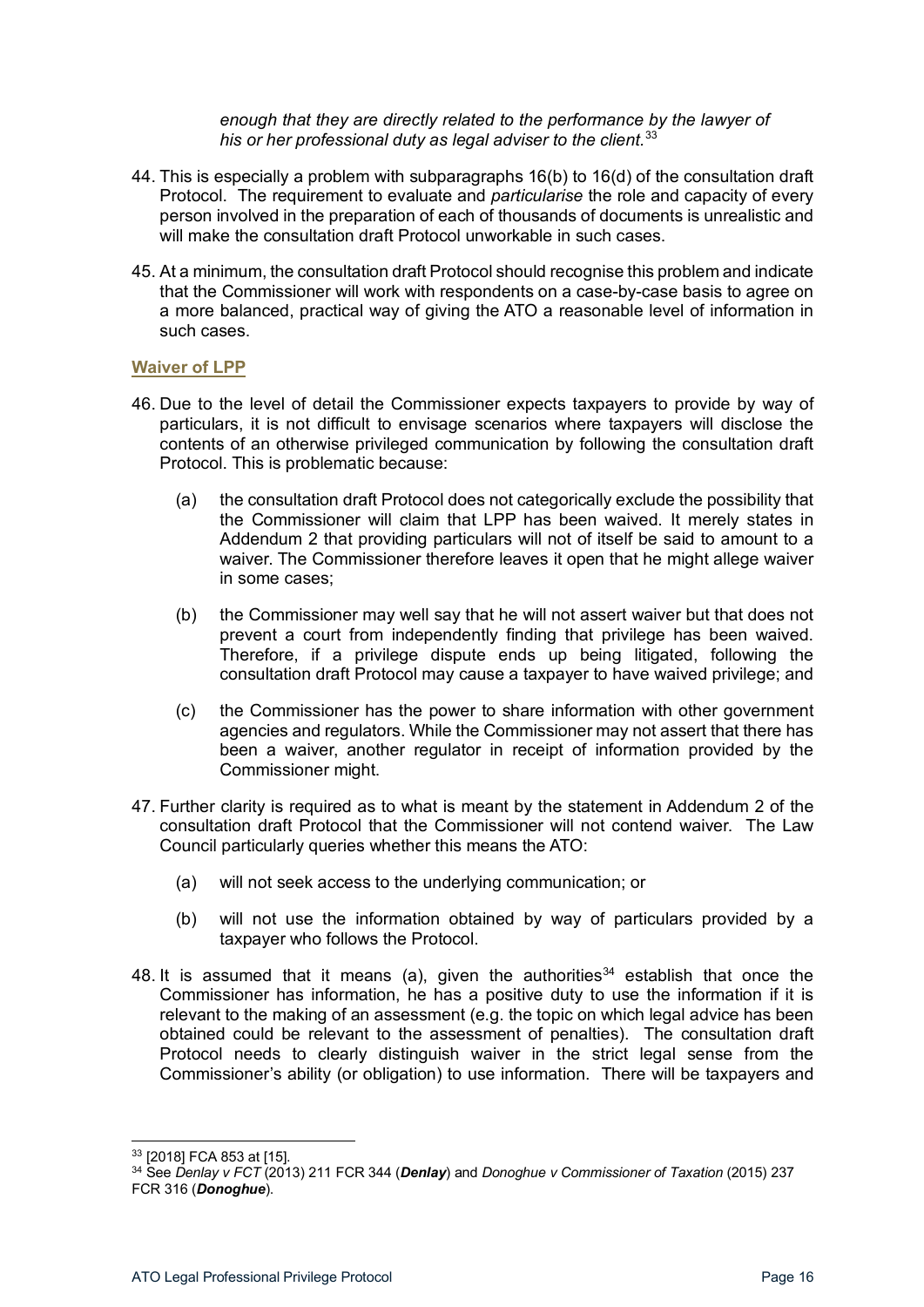*enough that they are directly related to the performance by the lawyer of his or her professional duty as legal adviser to the client.*[33]

44. This is especially a problem with subparagraphs 16(b) to 16(d) of the consultation draft Protocol. The requirement to evaluate and *particularise* the role and capacity of every person involved in the preparation of each of thousands of documents is unrealistic and will make the consultation draft Protocol unworkable in such cases.

45. At a minimum, the consultation draft Protocol should recognise this problem and indicate that the Commissioner will work with respondents on a case-by-case basis to agree on a more balanced, practical way of giving the ATO a reasonable level of information in such cases.

### Waiver of LPP

46. Due to the level of detail the Commissioner expects taxpayers to provide by way of particulars, it is not difficult to envisage scenarios where taxpayers will disclose the contents of an otherwise privileged communication by following the consultation draft Protocol. This is problematic because:

    (a) the consultation draft Protocol does not categorically exclude the possibility that the Commissioner will claim that LPP has been waived. It merely states in Addendum 2 that providing particulars will not of itself be said to amount to a waiver. The Commissioner therefore leaves it open that he might allege waiver in some cases;

    (b) the Commissioner may well say that he will not assert waiver but that does not prevent a court from independently finding that privilege has been waived. Therefore, if a privilege dispute ends up being litigated, following the consultation draft Protocol may cause a taxpayer to have waived privilege; and

    (c) the Commissioner has the power to share information with other government agencies and regulators. While the Commissioner may not assert that there has been a waiver, another regulator in receipt of information provided by the Commissioner might.

47. Further clarity is required as to what is meant by the statement in Addendum 2 of the consultation draft Protocol that the Commissioner will not contend waiver. The Law Council particularly queries whether this means the ATO:

    (a) will not seek access to the underlying communication; or

    (b) will not use the information obtained by way of particulars provided by a taxpayer who follows the Protocol.

48. It is assumed that it means (a), given the authorities[34] establish that once the Commissioner has information, he has a positive duty to use the information if it is relevant to the making of an assessment (e.g. the topic on which legal advice has been obtained could be relevant to the assessment of penalties). The consultation draft Protocol needs to clearly distinguish waiver in the strict legal sense from the Commissioner's ability (or obligation) to use information. There will be taxpayers and

---

[33] [2018] FCA 853 at [15].

[34] See *Denlay v FCT* (2013) 211 FCR 344 (***Denlay***) and *Donoghue v Commissioner of Taxation* (2015) 237 FCR 316 (***Donoghue***).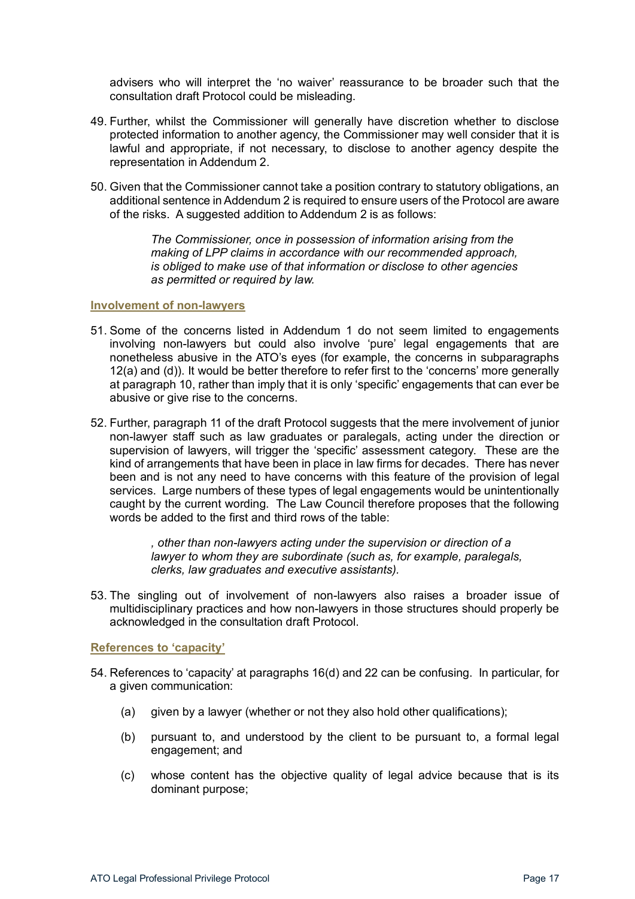advisers who will interpret the 'no waiver' reassurance to be broader such that the consultation draft Protocol could be misleading.

49. Further, whilst the Commissioner will generally have discretion whether to disclose protected information to another agency, the Commissioner may well consider that it is lawful and appropriate, if not necessary, to disclose to another agency despite the representation in Addendum 2.

50. Given that the Commissioner cannot take a position contrary to statutory obligations, an additional sentence in Addendum 2 is required to ensure users of the Protocol are aware of the risks. A suggested addition to Addendum 2 is as follows:

> *The Commissioner, once in possession of information arising from the making of LPP claims in accordance with our recommended approach, is obliged to make use of that information or disclose to other agencies as permitted or required by law.*

#### Involvement of non-lawyers

51. Some of the concerns listed in Addendum 1 do not seem limited to engagements involving non-lawyers but could also involve 'pure' legal engagements that are nonetheless abusive in the ATO's eyes (for example, the concerns in subparagraphs 12(a) and (d)). It would be better therefore to refer first to the 'concerns' more generally at paragraph 10, rather than imply that it is only 'specific' engagements that can ever be abusive or give rise to the concerns.

52. Further, paragraph 11 of the draft Protocol suggests that the mere involvement of junior non-lawyer staff such as law graduates or paralegals, acting under the direction or supervision of lawyers, will trigger the 'specific' assessment category. These are the kind of arrangements that have been in place in law firms for decades. There has never been and is not any need to have concerns with this feature of the provision of legal services. Large numbers of these types of legal engagements would be unintentionally caught by the current wording. The Law Council therefore proposes that the following words be added to the first and third rows of the table:

> *, other than non-lawyers acting under the supervision or direction of a lawyer to whom they are subordinate (such as, for example, paralegals, clerks, law graduates and executive assistants).*

53. The singling out of involvement of non-lawyers also raises a broader issue of multidisciplinary practices and how non-lawyers in those structures should properly be acknowledged in the consultation draft Protocol.

#### References to 'capacity'

54. References to 'capacity' at paragraphs 16(d) and 22 can be confusing. In particular, for a given communication:

    (a) given by a lawyer (whether or not they also hold other qualifications);

    (b) pursuant to, and understood by the client to be pursuant to, a formal legal engagement; and

    (c) whose content has the objective quality of legal advice because that is its dominant purpose;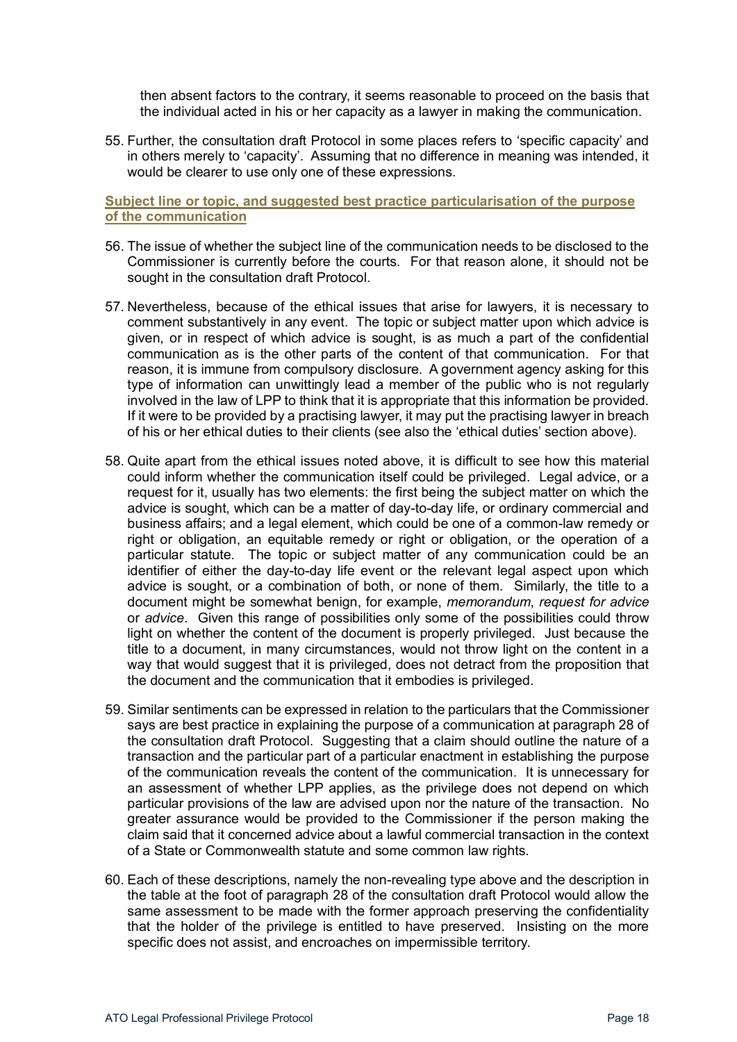then absent factors to the contrary, it seems reasonable to proceed on the basis that the individual acted in his or her capacity as a lawyer in making the communication.

55. Further, the consultation draft Protocol in some places refers to 'specific capacity' and in others merely to 'capacity'. Assuming that no difference in meaning was intended, it would be clearer to use only one of these expressions.

### Subject line or topic, and suggested best practice particularisation of the purpose of the communication

56. The issue of whether the subject line of the communication needs to be disclosed to the Commissioner is currently before the courts. For that reason alone, it should not be sought in the consultation draft Protocol.

57. Nevertheless, because of the ethical issues that arise for lawyers, it is necessary to comment substantively in any event. The topic or subject matter upon which advice is given, or in respect of which advice is sought, is as much a part of the confidential communication as is the other parts of the content of that communication. For that reason, it is immune from compulsory disclosure. A government agency asking for this type of information can unwittingly lead a member of the public who is not regularly involved in the law of LPP to think that it is appropriate that this information be provided. If it were to be provided by a practising lawyer, it may put the practising lawyer in breach of his or her ethical duties to their clients (see also the 'ethical duties' section above).

58. Quite apart from the ethical issues noted above, it is difficult to see how this material could inform whether the communication itself could be privileged. Legal advice, or a request for it, usually has two elements: the first being the subject matter on which the advice is sought, which can be a matter of day-to-day life, or ordinary commercial and business affairs; and a legal element, which could be one of a common-law remedy or right or obligation, an equitable remedy or right or obligation, or the operation of a particular statute. The topic or subject matter of any communication could be an identifier of either the day-to-day life event or the relevant legal aspect upon which advice is sought, or a combination of both, or none of them. Similarly, the title to a document might be somewhat benign, for example, *memorandum*, *request for advice* or *advice*. Given this range of possibilities only some of the possibilities could throw light on whether the content of the document is properly privileged. Just because the title to a document, in many circumstances, would not throw light on the content in a way that would suggest that it is privileged, does not detract from the proposition that the document and the communication that it embodies is privileged.

59. Similar sentiments can be expressed in relation to the particulars that the Commissioner says are best practice in explaining the purpose of a communication at paragraph 28 of the consultation draft Protocol. Suggesting that a claim should outline the nature of a transaction and the particular part of a particular enactment in establishing the purpose of the communication reveals the content of the communication. It is unnecessary for an assessment of whether LPP applies, as the privilege does not depend on which particular provisions of the law are advised upon nor the nature of the transaction. No greater assurance would be provided to the Commissioner if the person making the claim said that it concerned advice about a lawful commercial transaction in the context of a State or Commonwealth statute and some common law rights.

60. Each of these descriptions, namely the non-revealing type above and the description in the table at the foot of paragraph 28 of the consultation draft Protocol would allow the same assessment to be made with the former approach preserving the confidentiality that the holder of the privilege is entitled to have preserved. Insisting on the more specific does not assist, and encroaches on impermissible territory.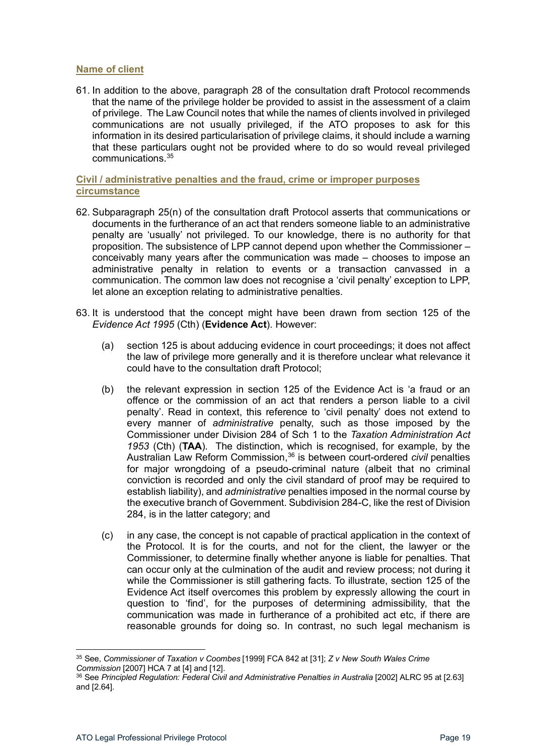**Name of client**

61. In addition to the above, paragraph 28 of the consultation draft Protocol recommends that the name of the privilege holder be provided to assist in the assessment of a claim of privilege. The Law Council notes that while the names of clients involved in privileged communications are not usually privileged, if the ATO proposes to ask for this information in its desired particularisation of privilege claims, it should include a warning that these particulars ought not be provided where to do so would reveal privileged communications.[35]

**Civil / administrative penalties and the fraud, crime or improper purposes circumstance**

62. Subparagraph 25(n) of the consultation draft Protocol asserts that communications or documents in the furtherance of an act that renders someone liable to an administrative penalty are 'usually' not privileged. To our knowledge, there is no authority for that proposition. The subsistence of LPP cannot depend upon whether the Commissioner – conceivably many years after the communication was made – chooses to impose an administrative penalty in relation to events or a transaction canvassed in a communication. The common law does not recognise a 'civil penalty' exception to LPP, let alone an exception relating to administrative penalties.

63. It is understood that the concept might have been drawn from section 125 of the *Evidence Act 1995* (Cth) (**Evidence Act**). However:

    (a) section 125 is about adducing evidence in court proceedings; it does not affect the law of privilege more generally and it is therefore unclear what relevance it could have to the consultation draft Protocol;

    (b) the relevant expression in section 125 of the Evidence Act is 'a fraud or an offence or the commission of an act that renders a person liable to a civil penalty'. Read in context, this reference to 'civil penalty' does not extend to every manner of *administrative* penalty, such as those imposed by the Commissioner under Division 284 of Sch 1 to the *Taxation Administration Act 1953* (Cth) (**TAA**). The distinction, which is recognised, for example, by the Australian Law Reform Commission,[36] is between court-ordered *civil* penalties for major wrongdoing of a pseudo-criminal nature (albeit that no criminal conviction is recorded and only the civil standard of proof may be required to establish liability), and *administrative* penalties imposed in the normal course by the executive branch of Government. Subdivision 284-C, like the rest of Division 284, is in the latter category; and

    (c) in any case, the concept is not capable of practical application in the context of the Protocol. It is for the courts, and not for the client, the lawyer or the Commissioner, to determine finally whether anyone is liable for penalties. That can occur only at the culmination of the audit and review process; not during it while the Commissioner is still gathering facts. To illustrate, section 125 of the Evidence Act itself overcomes this problem by expressly allowing the court in question to 'find', for the purposes of determining admissibility, that the communication was made in furtherance of a prohibited act etc, if there are reasonable grounds for doing so. In contrast, no such legal mechanism is

---

[35] See, *Commissioner of Taxation v Coombes* [1999] FCA 842 at [31]; *Z v New South Wales Crime Commission* [2007] HCA 7 at [4] and [12].

[36] See *Principled Regulation: Federal Civil and Administrative Penalties in Australia* [2002] ALRC 95 at [2.63] and [2.64].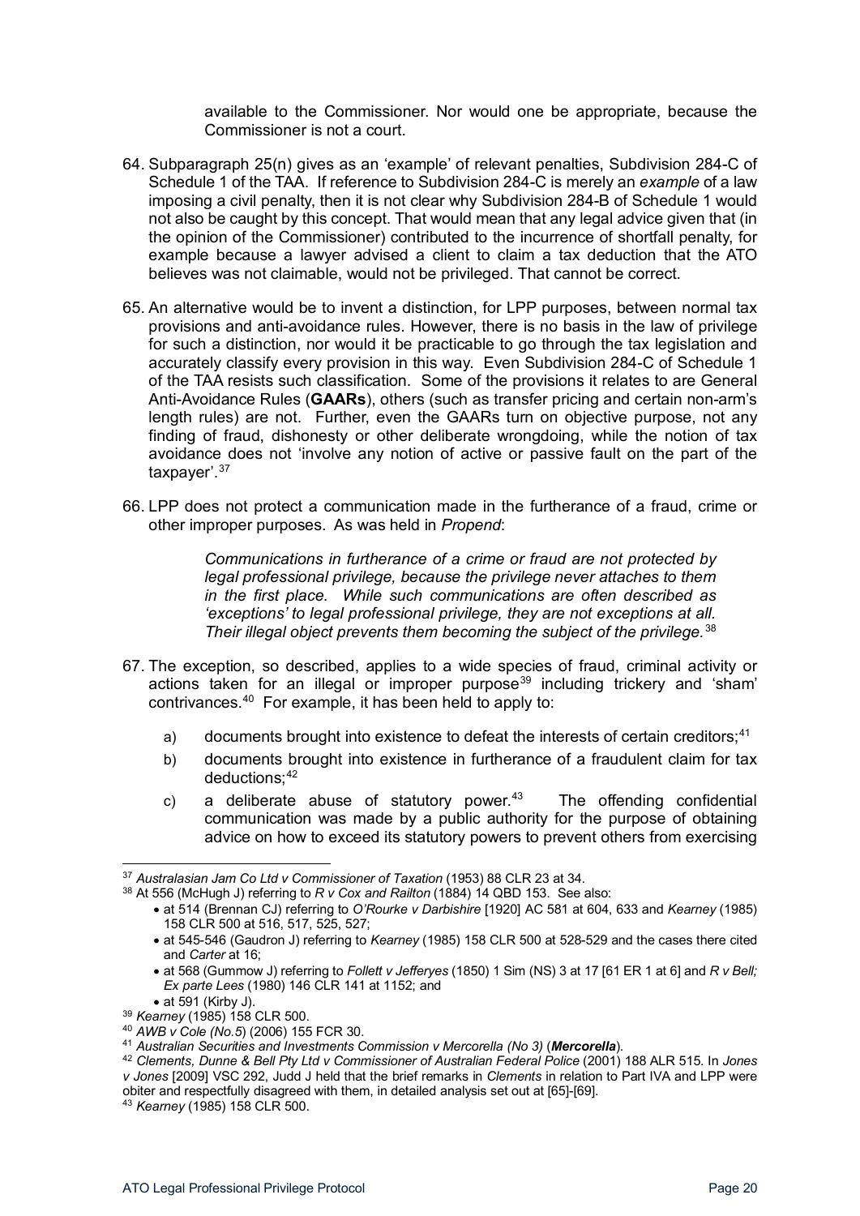available to the Commissioner. Nor would one be appropriate, because the Commissioner is not a court.

64. Subparagraph 25(n) gives as an 'example' of relevant penalties, Subdivision 284-C of Schedule 1 of the TAA. If reference to Subdivision 284-C is merely an *example* of a law imposing a civil penalty, then it is not clear why Subdivision 284-B of Schedule 1 would not also be caught by this concept. That would mean that any legal advice given that (in the opinion of the Commissioner) contributed to the incurrence of shortfall penalty, for example because a lawyer advised a client to claim a tax deduction that the ATO believes was not claimable, would not be privileged. That cannot be correct.

65. An alternative would be to invent a distinction, for LPP purposes, between normal tax provisions and anti-avoidance rules. However, there is no basis in the law of privilege for such a distinction, nor would it be practicable to go through the tax legislation and accurately classify every provision in this way. Even Subdivision 284-C of Schedule 1 of the TAA resists such classification. Some of the provisions it relates to are General Anti-Avoidance Rules (**GAARs**), others (such as transfer pricing and certain non-arm's length rules) are not. Further, even the GAARs turn on objective purpose, not any finding of fraud, dishonesty or other deliberate wrongdoing, while the notion of tax avoidance does not 'involve any notion of active or passive fault on the part of the taxpayer'.[37]

66. LPP does not protect a communication made in the furtherance of a fraud, crime or other improper purposes. As was held in *Propend*:

> *Communications in furtherance of a crime or fraud are not protected by legal professional privilege, because the privilege never attaches to them in the first place. While such communications are often described as 'exceptions' to legal professional privilege, they are not exceptions at all. Their illegal object prevents them becoming the subject of the privilege.*[38]

67. The exception, so described, applies to a wide species of fraud, criminal activity or actions taken for an illegal or improper purpose[39] including trickery and 'sham' contrivances.[40] For example, it has been held to apply to:

    a) documents brought into existence to defeat the interests of certain creditors;[41]

    b) documents brought into existence in furtherance of a fraudulent claim for tax deductions;[42]

    c) a deliberate abuse of statutory power.[43] The offending confidential communication was made by a public authority for the purpose of obtaining advice on how to exceed its statutory powers to prevent others from exercising

---

[37] *Australasian Jam Co Ltd v Commissioner of Taxation* (1953) 88 CLR 23 at 34.

[38] At 556 (McHugh J) referring to *R v Cox and Railton* (1884) 14 QBD 153. See also:
- at 514 (Brennan CJ) referring to *O'Rourke v Darbishire* [1920] AC 581 at 604, 633 and *Kearney* (1985) 158 CLR 500 at 516, 517, 525, 527;
- at 545-546 (Gaudron J) referring to *Kearney* (1985) 158 CLR 500 at 528-529 and the cases there cited and *Carter* at 16;
- at 568 (Gummow J) referring to *Follett v Jefferyes* (1850) 1 Sim (NS) 3 at 17 [61 ER 1 at 6] and *R v Bell; Ex parte Lees* (1980) 146 CLR 141 at 1152; and
- at 591 (Kirby J).

[39] *Kearney* (1985) 158 CLR 500.

[40] *AWB v Cole (No.5)* (2006) 155 FCR 30.

[41] *Australian Securities and Investments Commission v Mercorella (No 3)* (***Mercorella***).

[42] *Clements, Dunne & Bell Pty Ltd v Commissioner of Australian Federal Police* (2001) 188 ALR 515. In *Jones v Jones* [2009] VSC 292, Judd J held that the brief remarks in *Clements* in relation to Part IVA and LPP were obiter and respectfully disagreed with them, in detailed analysis set out at [65]-[69].

[43] *Kearney* (1985) 158 CLR 500.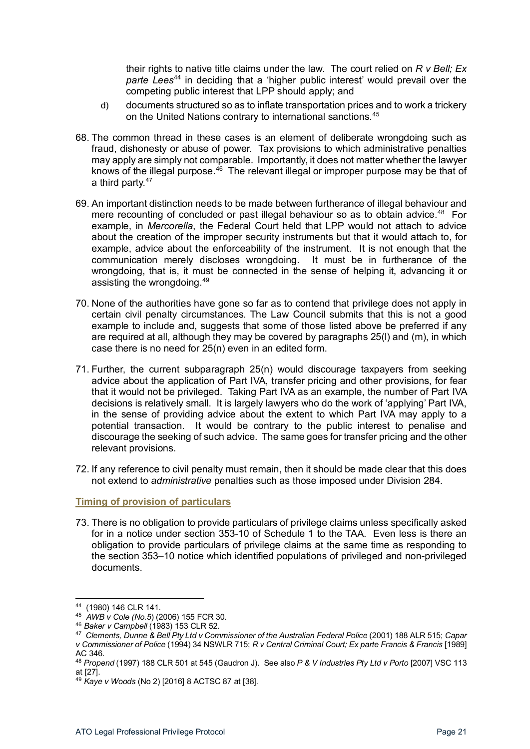their rights to native title claims under the law. The court relied on *R v Bell; Ex parte Lees*[44] in deciding that a 'higher public interest' would prevail over the competing public interest that LPP should apply; and

d) documents structured so as to inflate transportation prices and to work a trickery on the United Nations contrary to international sanctions.[45]

68. The common thread in these cases is an element of deliberate wrongdoing such as fraud, dishonesty or abuse of power. Tax provisions to which administrative penalties may apply are simply not comparable. Importantly, it does not matter whether the lawyer knows of the illegal purpose.[46] The relevant illegal or improper purpose may be that of a third party.[47]

69. An important distinction needs to be made between furtherance of illegal behaviour and mere recounting of concluded or past illegal behaviour so as to obtain advice.[48] For example, in *Mercorella*, the Federal Court held that LPP would not attach to advice about the creation of the improper security instruments but that it would attach to, for example, advice about the enforceability of the instrument. It is not enough that the communication merely discloses wrongdoing. It must be in furtherance of the wrongdoing, that is, it must be connected in the sense of helping it, advancing it or assisting the wrongdoing.[49]

70. None of the authorities have gone so far as to contend that privilege does not apply in certain civil penalty circumstances. The Law Council submits that this is not a good example to include and, suggests that some of those listed above be preferred if any are required at all, although they may be covered by paragraphs 25(l) and (m), in which case there is no need for 25(n) even in an edited form.

71. Further, the current subparagraph 25(n) would discourage taxpayers from seeking advice about the application of Part IVA, transfer pricing and other provisions, for fear that it would not be privileged. Taking Part IVA as an example, the number of Part IVA decisions is relatively small. It is largely lawyers who do the work of 'applying' Part IVA, in the sense of providing advice about the extent to which Part IVA may apply to a potential transaction. It would be contrary to the public interest to penalise and discourage the seeking of such advice. The same goes for transfer pricing and the other relevant provisions.

72. If any reference to civil penalty must remain, then it should be made clear that this does not extend to *administrative* penalties such as those imposed under Division 284.

### Timing of provision of particulars

73. There is no obligation to provide particulars of privilege claims unless specifically asked for in a notice under section 353-10 of Schedule 1 to the TAA. Even less is there an obligation to provide particulars of privilege claims at the same time as responding to the section 353–10 notice which identified populations of privileged and non-privileged documents.

---

[44] (1980) 146 CLR 141.

[45] *AWB v Cole (No.5*) (2006) 155 FCR 30.

[46] *Baker v Campbell* (1983) 153 CLR 52.

[47] *Clements, Dunne & Bell Pty Ltd v Commissioner of the Australian Federal Police* (2001) 188 ALR 515; *Capar v Commissioner of Police* (1994) 34 NSWLR 715; *R v Central Criminal Court; Ex parte Francis & Francis* [1989] AC 346.

[48] *Propend* (1997) 188 CLR 501 at 545 (Gaudron J). See also *P & V Industries Pty Ltd v Porto* [2007] VSC 113 at [27].

[49] *Kaye v Woods* (No 2) [2016] 8 ACTSC 87 at [38].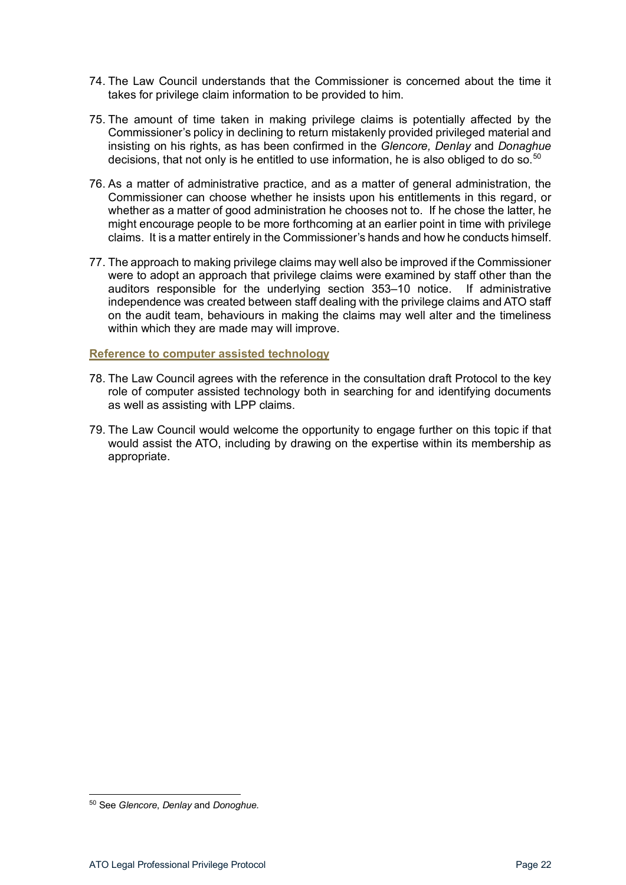74. The Law Council understands that the Commissioner is concerned about the time it takes for privilege claim information to be provided to him.

75. The amount of time taken in making privilege claims is potentially affected by the Commissioner's policy in declining to return mistakenly provided privileged material and insisting on his rights, as has been confirmed in the *Glencore, Denlay* and *Donaghue* decisions, that not only is he entitled to use information, he is also obliged to do so.[50]

76. As a matter of administrative practice, and as a matter of general administration, the Commissioner can choose whether he insists upon his entitlements in this regard, or whether as a matter of good administration he chooses not to. If he chose the latter, he might encourage people to be more forthcoming at an earlier point in time with privilege claims. It is a matter entirely in the Commissioner's hands and how he conducts himself.

77. The approach to making privilege claims may well also be improved if the Commissioner were to adopt an approach that privilege claims were examined by staff other than the auditors responsible for the underlying section 353–10 notice. If administrative independence was created between staff dealing with the privilege claims and ATO staff on the audit team, behaviours in making the claims may well alter and the timeliness within which they are made may will improve.

### Reference to computer assisted technology

78. The Law Council agrees with the reference in the consultation draft Protocol to the key role of computer assisted technology both in searching for and identifying documents as well as assisting with LPP claims.

79. The Law Council would welcome the opportunity to engage further on this topic if that would assist the ATO, including by drawing on the expertise within its membership as appropriate.

---

[50] See *Glencore*, *Denlay* and *Donoghue*.